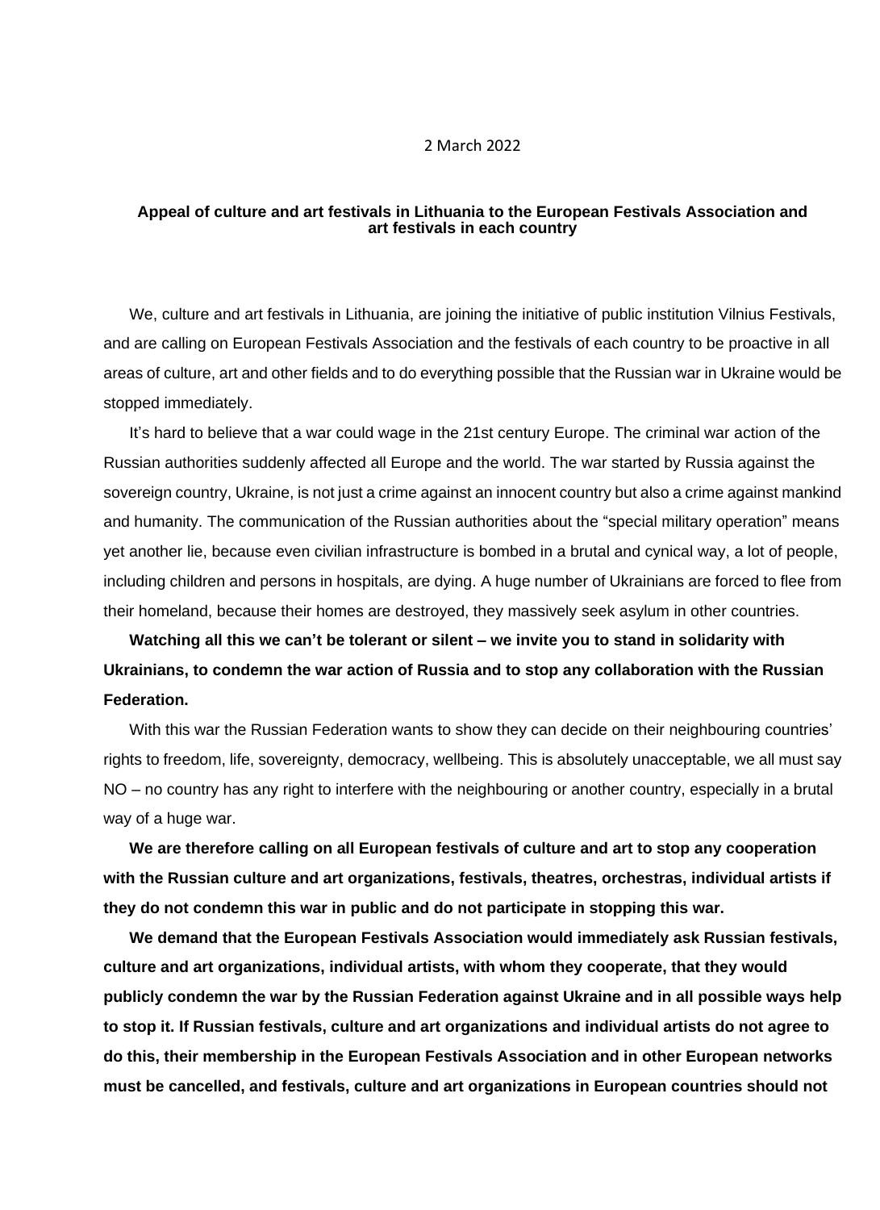2 March 2022

**Appeal of culture and art festivals in Lithuania to the European Festivals Association and art festivals in each country**

We, culture and art festivals in Lithuania, are joining the initiative of public institution Vilnius Festivals, and are calling on European Festivals Association and the festivals of each country to be proactive in all areas of culture, art and other fields and to do everything possible that the Russian war in Ukraine would be stopped immediately.

It's hard to believe that a war could wage in the 21st century Europe. The criminal war action of the Russian authorities suddenly affected all Europe and the world. The war started by Russia against the sovereign country, Ukraine, is not just a crime against an innocent country but also a crime against mankind and humanity. The communication of the Russian authorities about the "special military operation" means yet another lie, because even civilian infrastructure is bombed in a brutal and cynical way, a lot of people, including children and persons in hospitals, are dying. A huge number of Ukrainians are forced to flee from their homeland, because their homes are destroyed, they massively seek asylum in other countries.

**Watching all this we can't be tolerant or silent – we invite you to stand in solidarity with Ukrainians, to condemn the war action of Russia and to stop any collaboration with the Russian Federation.**

With this war the Russian Federation wants to show they can decide on their neighbouring countries' rights to freedom, life, sovereignty, democracy, wellbeing. This is absolutely unacceptable, we all must say NO – no country has any right to interfere with the neighbouring or another country, especially in a brutal way of a huge war.

**We are therefore calling on all European festivals of culture and art to stop any cooperation with the Russian culture and art organizations, festivals, theatres, orchestras, individual artists if they do not condemn this war in public and do not participate in stopping this war.**

**We demand that the European Festivals Association would immediately ask Russian festivals, culture and art organizations, individual artists, with whom they cooperate, that they would publicly condemn the war by the Russian Federation against Ukraine and in all possible ways help to stop it. If Russian festivals, culture and art organizations and individual artists do not agree to do this, their membership in the European Festivals Association and in other European networks must be cancelled, and festivals, culture and art organizations in European countries should not**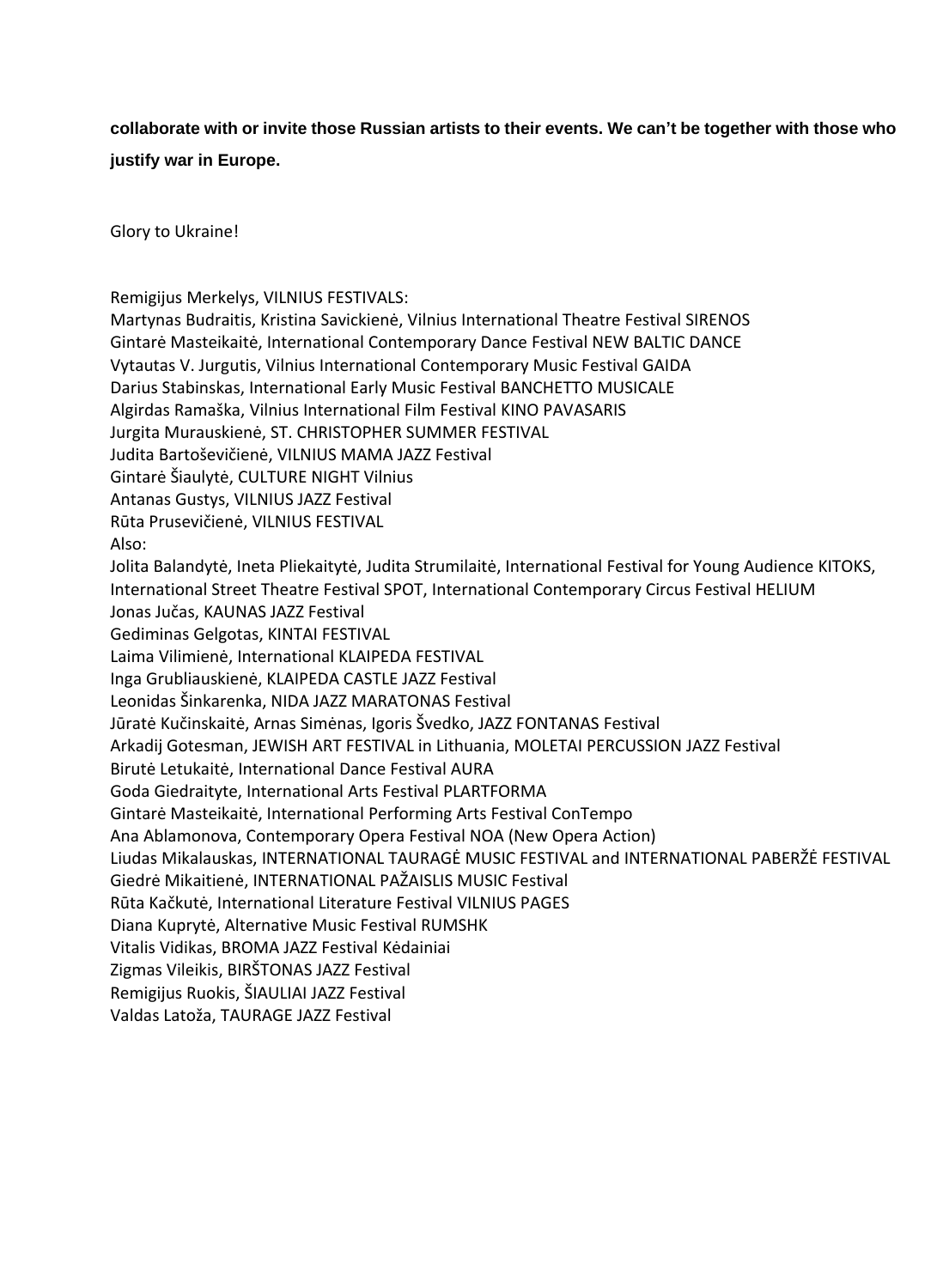**collaborate with or invite those Russian artists to their events. We can't be together with those who justify war in Europe.**

Glory to Ukraine!

Remigijus Merkelys, VILNIUS FESTIVALS:
Martynas Budraitis, Kristina Savickienė, Vilnius International Theatre Festival SIRENOS
Gintarė Masteikaitė, International Contemporary Dance Festival NEW BALTIC DANCE
Vytautas V. Jurgutis, Vilnius International Contemporary Music Festival GAIDA
Darius Stabinskas, International Early Music Festival BANCHETTO MUSICALE
Algirdas Ramaška, Vilnius International Film Festival KINO PAVASARIS
Jurgita Murauskienė, ST. CHRISTOPHER SUMMER FESTIVAL
Judita Bartoševičienė, VILNIUS MAMA JAZZ Festival
Gintarė Šiaulytė, CULTURE NIGHT Vilnius
Antanas Gustys, VILNIUS JAZZ Festival
Rūta Prusevičienė, VILNIUS FESTIVAL
Also:
Jolita Balandytė, Ineta Pliekaitytė, Judita Strumilaitė, International Festival for Young Audience KITOKS, International Street Theatre Festival SPOT, International Contemporary Circus Festival HELIUM
Jonas Jučas, KAUNAS JAZZ Festival
Gediminas Gelgotas, KINTAI FESTIVAL
Laima Vilimienė, International KLAIPEDA FESTIVAL
Inga Grubliauskienė, KLAIPEDA CASTLE JAZZ Festival
Leonidas Šinkarenka, NIDA JAZZ MARATONAS Festival
Jūratė Kučinskaitė, Arnas Simėnas, Igoris Švedko, JAZZ FONTANAS Festival
Arkadij Gotesman, JEWISH ART FESTIVAL in Lithuania, MOLETAI PERCUSSION JAZZ Festival
Birutė Letukaitė, International Dance Festival AURA
Goda Giedraityte, International Arts Festival PLARTFORMA
Gintarė Masteikaitė, International Performing Arts Festival ConTempo
Ana Ablamonova, Contemporary Opera Festival NOA (New Opera Action)
Liudas Mikalauskas, INTERNATIONAL TAURAGĖ MUSIC FESTIVAL and INTERNATIONAL PABERŽĖ FESTIVAL
Giedrė Mikaitienė, INTERNATIONAL PAŽAISLIS MUSIC Festival
Rūta Kačkutė, International Literature Festival VILNIUS PAGES
Diana Kuprytė, Alternative Music Festival RUMSHK
Vitalis Vidikas, BROMA JAZZ Festival Kėdainiai
Zigmas Vileikis, BIRŠTONAS JAZZ Festival
Remigijus Ruokis, ŠIAULIAI JAZZ Festival
Valdas Latoža, TAURAGE JAZZ Festival